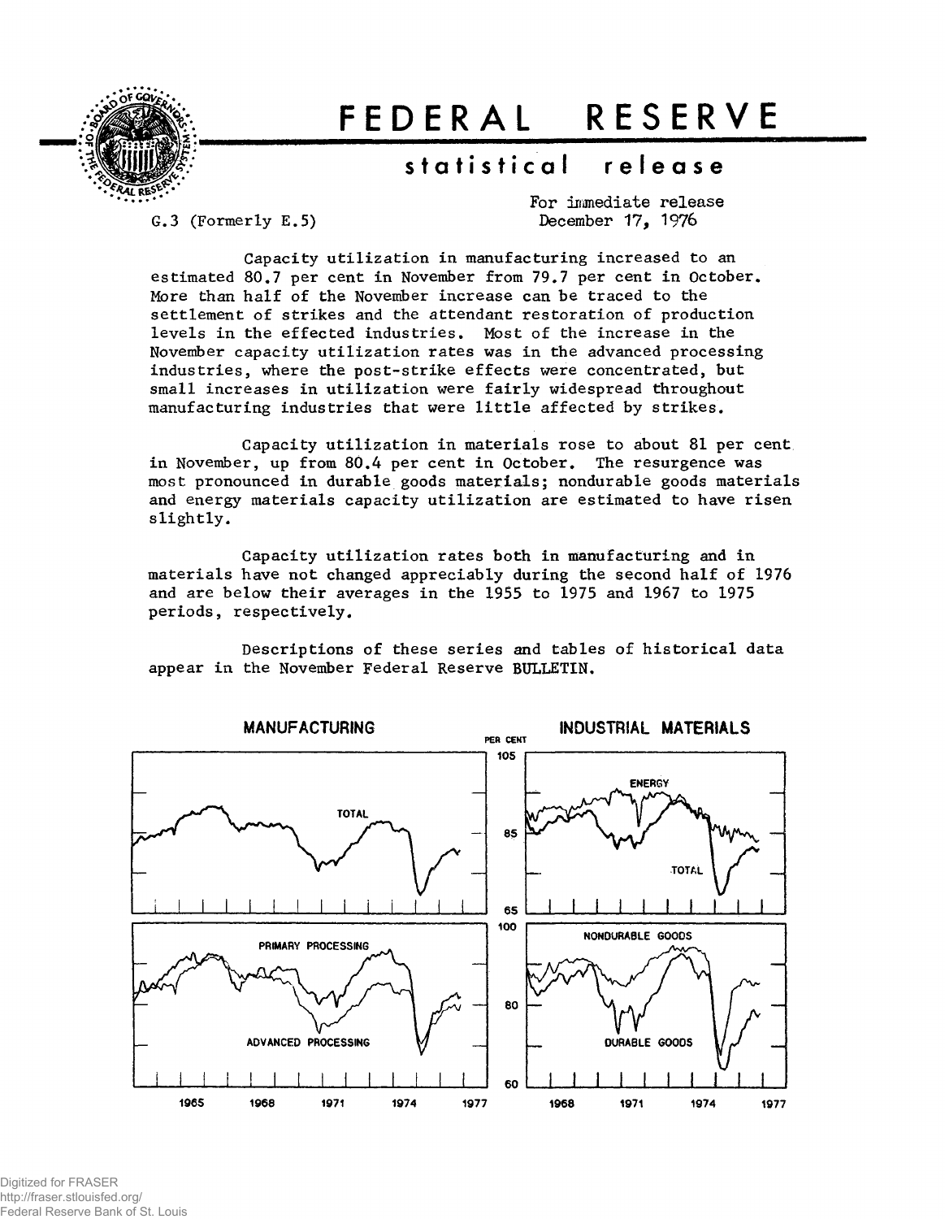# FEDERAL RESERVE

## statistical release

G.3 (Formerly E.5)

For immediate release
December 17, 1976

Capacity utilization in manufacturing increased to an estimated 80.7 per cent in November from 79.7 per cent in October. More than half of the November increase can be traced to the settlement of strikes and the attendant restoration of production levels in the effected industries. Most of the increase in the November capacity utilization rates was in the advanced processing industries, where the post-strike effects were concentrated, but small increases in utilization were fairly widespread throughout manufacturing industries that were little affected by strikes.

Capacity utilization in materials rose to about 81 per cent in November, up from 80.4 per cent in October. The resurgence was most pronounced in durable goods materials; nondurable goods materials and energy materials capacity utilization are estimated to have risen slightly.

Capacity utilization rates both in manufacturing and in materials have not changed appreciably during the second half of 1976 and are below their averages in the 1955 to 1975 and 1967 to 1975 periods, respectively.

Descriptions of these series and tables of historical data appear in the November Federal Reserve BULLETIN.

MANUFACTURING

INDUSTRIAL MATERIALS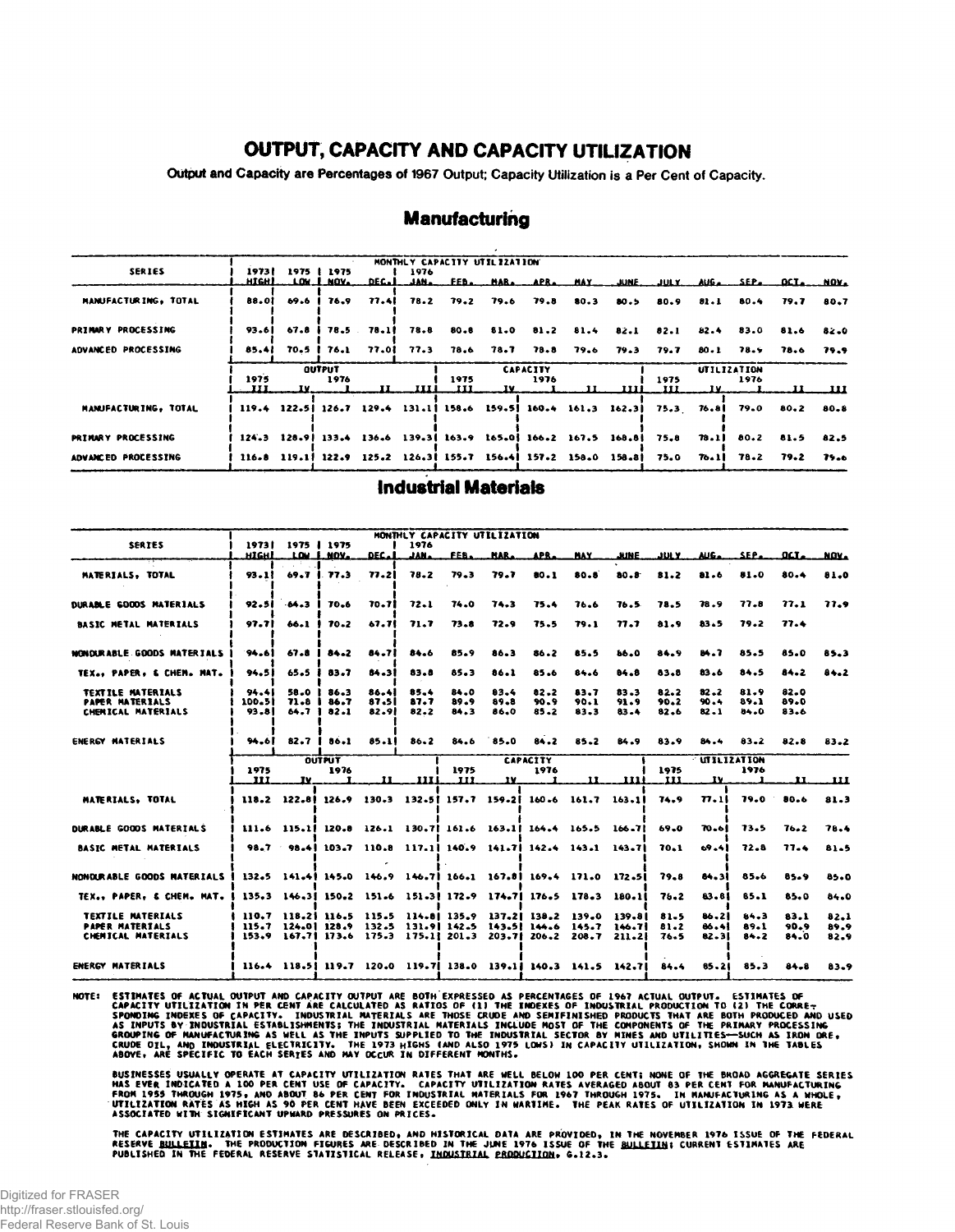# OUTPUT, CAPACITY AND CAPACITY UTILIZATION

Output and Capacity are Percentages of 1967 Output; Capacity Utilization is a Per Cent of Capacity.

## Manufacturing

| SERIES | 1973 HIGH | 1975 LOW | 1975 NOV. | DEC. | 1976 JAN. | FEB. | MAR. | APR. | MAY | JUNE | JULY | AUG. | SEP. | OCT. | NOV. |
|---|---|---|---|---|---|---|---|---|---|---|---|---|---|---|---|
| | MONTHLY CAPACITY UTILIZATION | | | | | | | | | | | | | | |
| MANUFACTURING, TOTAL | 88.0 | 69.6 | 76.9 | 77.4 | 78.2 | 79.2 | 79.6 | 79.8 | 80.3 | 80.5 | 80.9 | 81.1 | 80.4 | 79.7 | 80.7 |
| PRIMARY PROCESSING | 93.6 | 67.8 | 78.5 | 78.1 | 78.8 | 80.8 | 81.0 | 81.2 | 81.4 | 82.1 | 82.1 | 82.4 | 83.0 | 81.6 | 82.0 |
| ADVANCED PROCESSING | 85.4 | 70.5 | 76.1 | 77.0 | 77.3 | 78.6 | 78.7 | 78.8 | 79.6 | 79.3 | 79.7 | 80.1 | 78.9 | 78.6 | 79.9 |

| SERIES | OUTPUT 1975 III | IV | 1976 I | II | III | CAPACITY 1975 III | IV | 1976 I | II | III | UTILIZATION 1975 III | IV | 1976 I | II | III |
|---|---|---|---|---|---|---|---|---|---|---|---|---|---|---|---|
| MANUFACTURING, TOTAL | 119.4 | 122.5 | 126.7 | 129.4 | 131.1 | 158.6 | 159.5 | 160.4 | 161.3 | 162.3 | 75.3 | 76.8 | 79.0 | 80.2 | 80.8 |
| PRIMARY PROCESSING | 124.3 | 128.9 | 133.4 | 136.6 | 139.3 | 163.9 | 165.0 | 166.2 | 167.5 | 168.8 | 75.8 | 78.1 | 80.2 | 81.5 | 82.5 |
| ADVANCED PROCESSING | 116.8 | 119.1 | 122.9 | 125.2 | 126.3 | 155.7 | 156.4 | 157.2 | 158.0 | 158.8 | 75.0 | 76.1 | 78.2 | 79.2 | 79.6 |

## Industrial Materials

| SERIES | 1973 HIGH | 1975 LOW | 1975 NOV. | DEC. | 1976 JAN. | FEB. | MAR. | APR. | MAY | JUNE | JULY | AUG. | SEP. | OCT. | NOV. |
|---|---|---|---|---|---|---|---|---|---|---|---|---|---|---|---|
| | MONTHLY CAPACITY UTILIZATION | | | | | | | | | | | | | | |
| MATERIALS, TOTAL | 93.1 | 69.7 | 77.3 | 77.2 | 78.2 | 79.3 | 79.7 | 80.1 | 80.8 | 80.8 | 81.2 | 81.6 | 81.0 | 80.4 | 81.0 |
| DURABLE GOODS MATERIALS | 92.5 | 64.3 | 70.6 | 70.7 | 72.1 | 74.0 | 74.3 | 75.4 | 76.6 | 76.5 | 78.5 | 78.9 | 77.8 | 77.1 | 77.9 |
| BASIC METAL MATERIALS | 97.7 | 66.1 | 70.2 | 67.7 | 71.7 | 73.8 | 72.9 | 75.5 | 79.1 | 77.7 | 81.9 | 83.5 | 79.2 | 77.4 | |
| NONDURABLE GOODS MATERIALS | 94.6 | 67.8 | 84.2 | 84.7 | 84.6 | 85.9 | 86.3 | 86.2 | 85.5 | 86.0 | 84.9 | 84.7 | 85.5 | 85.0 | 85.3 |
| TEX., PAPER, & CHEM. MAT. | 94.5 | 65.5 | 83.7 | 84.3 | 83.8 | 85.3 | 86.1 | 85.6 | 84.6 | 84.8 | 83.8 | 83.6 | 84.5 | 84.2 | 84.2 |
| TEXTILE MATERIALS | 94.4 | 58.0 | 86.3 | 86.4 | 85.4 | 84.0 | 83.4 | 82.2 | 83.7 | 83.3 | 82.2 | 82.2 | 81.9 | 82.0 | |
| PAPER MATERIALS | 100.5 | 71.8 | 86.7 | 87.5 | 87.7 | 89.9 | 89.8 | 90.9 | 90.1 | 91.9 | 90.2 | 90.4 | 89.1 | 89.0 | |
| CHEMICAL MATERIALS | 93.8 | 64.7 | 82.1 | 82.9 | 82.2 | 84.3 | 86.0 | 85.2 | 83.3 | 83.4 | 82.6 | 82.1 | 84.0 | 83.6 | |
| ENERGY MATERIALS | 94.6 | 82.7 | 86.1 | 85.1 | 86.2 | 84.6 | 85.0 | 84.2 | 85.2 | 84.9 | 83.9 | 84.4 | 83.2 | 82.8 | 83.2 |

| SERIES | OUTPUT 1975 III | IV | 1976 I | II | III | CAPACITY 1975 III | IV | 1976 I | II | III | UTILIZATION 1975 III | IV | 1976 I | II | III |
|---|---|---|---|---|---|---|---|---|---|---|---|---|---|---|---|
| MATERIALS, TOTAL | 118.2 | 122.8 | 126.9 | 130.3 | 132.5 | 157.7 | 159.2 | 160.6 | 161.7 | 163.1 | 74.9 | 77.1 | 79.0 | 80.6 | 81.3 |
| DURABLE GOODS MATERIALS | 111.6 | 115.1 | 120.8 | 126.1 | 130.7 | 161.6 | 163.1 | 164.4 | 165.5 | 166.7 | 69.0 | 70.6 | 73.5 | 76.2 | 78.4 |
| BASIC METAL MATERIALS | 98.7 | 98.4 | 103.7 | 110.8 | 117.1 | 140.9 | 141.7 | 142.4 | 143.1 | 143.7 | 70.1 | 69.4 | 72.8 | 77.4 | 81.5 |
| NONDURABLE GOODS MATERIALS | 132.5 | 141.4 | 145.0 | 146.9 | 146.7 | 166.1 | 167.8 | 169.4 | 171.0 | 172.5 | 79.8 | 84.3 | 85.6 | 85.9 | 85.0 |
| TEX., PAPER, & CHEM. MAT. | 135.3 | 146.3 | 150.2 | 151.6 | 151.3 | 172.9 | 174.7 | 176.5 | 178.3 | 180.1 | 76.2 | 83.8 | 85.1 | 85.0 | 84.0 |
| TEXTILE MATERIALS | 110.7 | 118.2 | 116.5 | 115.5 | 114.8 | 135.9 | 137.2 | 138.2 | 139.0 | 139.8 | 81.5 | 86.2 | 84.3 | 83.1 | 82.1 |
| PAPER MATERIALS | 115.7 | 124.0 | 128.9 | 132.5 | 131.9 | 142.5 | 143.5 | 144.6 | 145.7 | 146.7 | 81.2 | 86.4 | 89.1 | 90.9 | 89.9 |
| CHEMICAL MATERIALS | 153.9 | 167.7 | 173.6 | 175.3 | 175.1 | 201.3 | 203.7 | 206.2 | 208.7 | 211.2 | 76.5 | 82.3 | 84.2 | 84.0 | 82.9 |
| ENERGY MATERIALS | 116.4 | 118.5 | 119.7 | 120.0 | 119.7 | 138.0 | 139.1 | 140.3 | 141.5 | 142.7 | 84.4 | 85.2 | 85.3 | 84.8 | 83.9 |

NOTE: ESTIMATES OF ACTUAL OUTPUT AND CAPACITY OUTPUT ARE BOTH EXPRESSED AS PERCENTAGES OF 1967 ACTUAL OUTPUT. ESTIMATES OF CAPACITY UTILIZATION IN PER CENT ARE CALCULATED AS RATIOS OF (1) THE INDEXES OF INDUSTRIAL PRODUCTION TO (2) THE CORRESPONDING INDEXES OF CAPACITY. INDUSTRIAL MATERIALS ARE THOSE CRUDE AND SEMIFINISHED PRODUCTS THAT ARE BOTH PRODUCED AND USED AS INPUTS BY INDUSTRIAL ESTABLISHMENTS; THE INDUSTRIAL MATERIALS INCLUDE MOST OF THE COMPONENTS OF THE PRIMARY PROCESSING GROUPING OF MANUFACTURING AS WELL AS THE INPUTS SUPPLIED TO THE INDUSTRIAL SECTOR BY MINES AND UTILITIES--SUCH AS IRON ORE, CRUDE OIL, AND INDUSTRIAL ELECTRICITY. THE 1973 HIGHS (AND ALSO 1975 LOWS) IN CAPACITY UTILIZATION, SHOWN IN THE TABLES ABOVE, ARE SPECIFIC TO EACH SERIES AND MAY OCCUR IN DIFFERENT MONTHS.

BUSINESSES USUALLY OPERATE AT CAPACITY UTILIZATION RATES THAT ARE WELL BELOW 100 PER CENT; NONE OF THE BROAD AGGREGATE SERIES HAS EVER INDICATED A 100 PER CENT USE OF CAPACITY. CAPACITY UTILIZATION RATES AVERAGED ABOUT 83 PER CENT FOR MANUFACTURING FROM 1955 THROUGH 1975, AND ABOUT 86 PER CENT FOR INDUSTRIAL MATERIALS FOR 1967 THROUGH 1975. IN MANUFACTURING AS A WHOLE, UTILIZATION RATES AS HIGH AS 90 PER CENT HAVE BEEN EXCEEDED ONLY IN WARTIME. THE PEAK RATES OF UTILIZATION IN 1973 WERE ASSOCIATED WITH SIGNIFICANT UPWARD PRESSURES ON PRICES.

THE CAPACITY UTILIZATION ESTIMATES ARE DESCRIBED, AND HISTORICAL DATA ARE PROVIDED, IN THE NOVEMBER 1976 ISSUE OF THE FEDERAL RESERVE BULLETIN. THE PRODUCTION FIGURES ARE DESCRIBED IN THE JUNE 1976 ISSUE OF THE BULLETIN; CURRENT ESTIMATES ARE PUBLISHED IN THE FEDERAL RESERVE STATISTICAL RELEASE, INDUSTRIAL PRODUCTION, G.12.3.